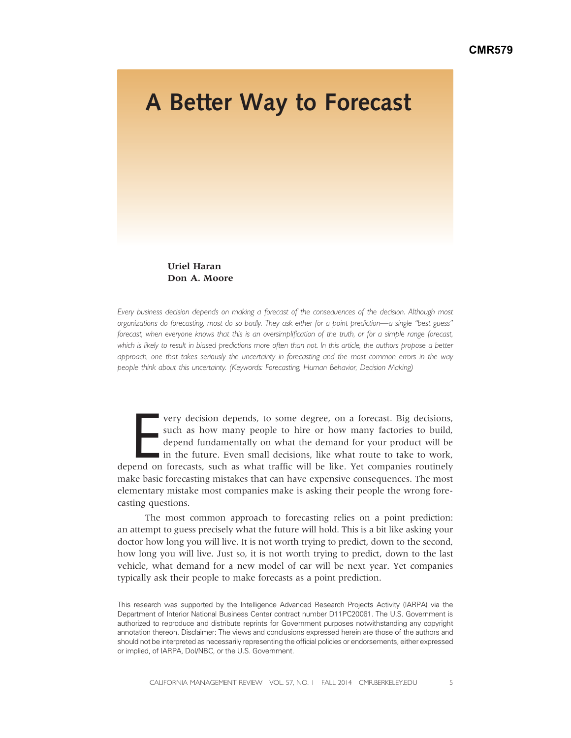# A Better Way to Forecast

**Uriel Haran**
**Don A. Moore**

*Every business decision depends on making a forecast of the consequences of the decision. Although most organizations do forecasting, most do so badly. They ask either for a point prediction—a single "best guess" forecast, when everyone knows that this is an oversimplification of the truth, or for a simple range forecast, which is likely to result in biased predictions more often than not. In this article, the authors propose a better approach, one that takes seriously the uncertainty in forecasting and the most common errors in the way people think about this uncertainty. (Keywords: Forecasting, Human Behavior, Decision Making)*

Every decision depends, to some degree, on a forecast. Big decisions, such as how many people to hire or how many factories to build, depend fundamentally on what the demand for your product will be in the future. Even small decisions, like what route to take to work, depend on forecasts, such as what traffic will be like. Yet companies routinely make basic forecasting mistakes that can have expensive consequences. The most elementary mistake most companies make is asking their people the wrong forecasting questions.

The most common approach to forecasting relies on a point prediction: an attempt to guess precisely what the future will hold. This is a bit like asking your doctor how long you will live. It is not worth trying to predict, down to the second, how long you will live. Just so, it is not worth trying to predict, down to the last vehicle, what demand for a new model of car will be next year. Yet companies typically ask their people to make forecasts as a point prediction.

This research was supported by the Intelligence Advanced Research Projects Activity (IARPA) via the Department of Interior National Business Center contract number D11PC20061. The U.S. Government is authorized to reproduce and distribute reprints for Government purposes notwithstanding any copyright annotation thereon. Disclaimer: The views and conclusions expressed herein are those of the authors and should not be interpreted as necessarily representing the official policies or endorsements, either expressed or implied, of IARPA, DoI/NBC, or the U.S. Government.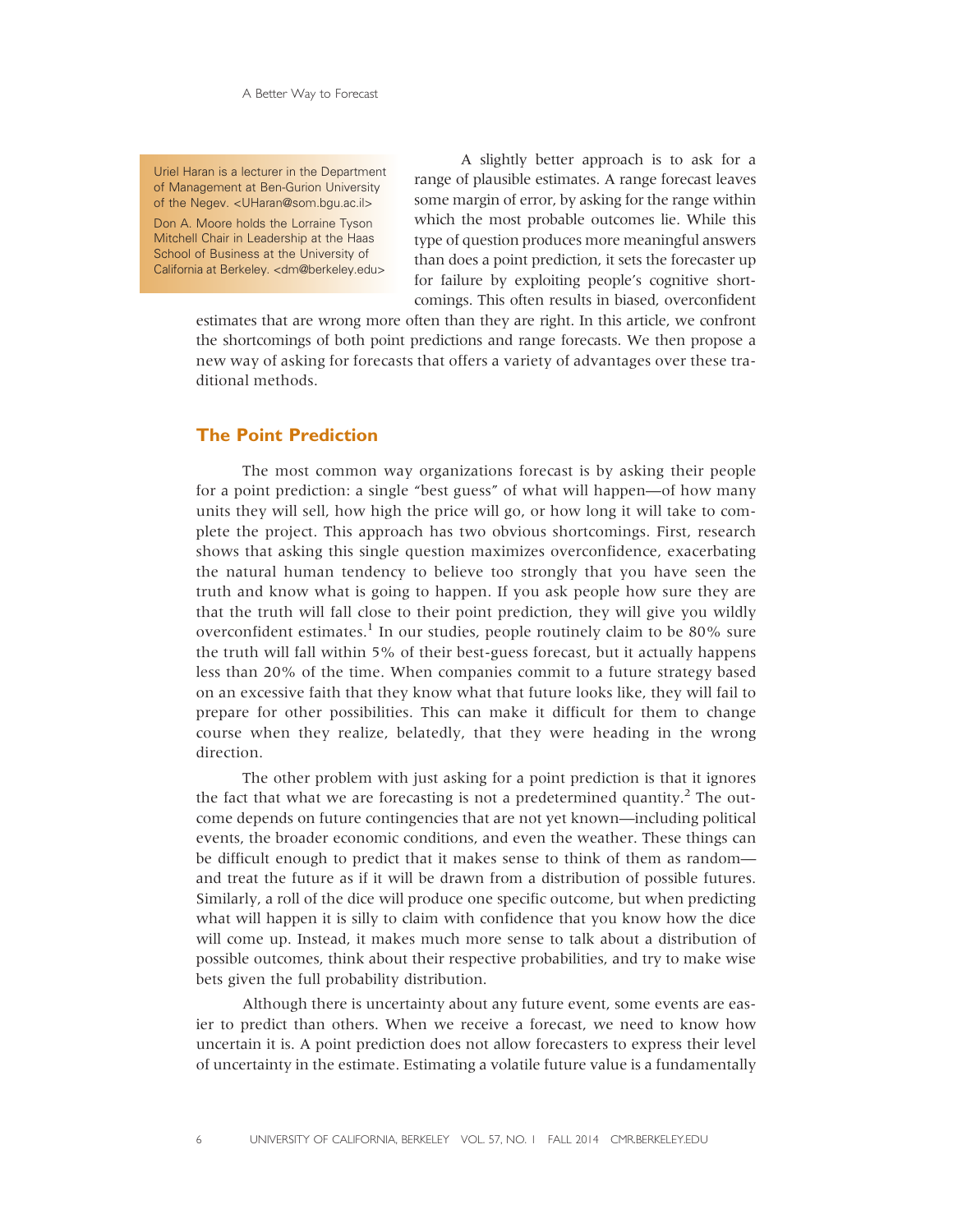Uriel Haran is a lecturer in the Department of Management at Ben-Gurion University of the Negev. <UHaran@som.bgu.ac.il>

Don A. Moore holds the Lorraine Tyson Mitchell Chair in Leadership at the Haas School of Business at the University of California at Berkeley. <dm@berkeley.edu>

A slightly better approach is to ask for a range of plausible estimates. A range forecast leaves some margin of error, by asking for the range within which the most probable outcomes lie. While this type of question produces more meaningful answers than does a point prediction, it sets the forecaster up for failure by exploiting people's cognitive shortcomings. This often results in biased, overconfident estimates that are wrong more often than they are right. In this article, we confront the shortcomings of both point predictions and range forecasts. We then propose a new way of asking for forecasts that offers a variety of advantages over these traditional methods.

## The Point Prediction

The most common way organizations forecast is by asking their people for a point prediction: a single "best guess" of what will happen—of how many units they will sell, how high the price will go, or how long it will take to complete the project. This approach has two obvious shortcomings. First, research shows that asking this single question maximizes overconfidence, exacerbating the natural human tendency to believe too strongly that you have seen the truth and know what is going to happen. If you ask people how sure they are that the truth will fall close to their point prediction, they will give you wildly overconfident estimates.[1] In our studies, people routinely claim to be 80% sure the truth will fall within 5% of their best-guess forecast, but it actually happens less than 20% of the time. When companies commit to a future strategy based on an excessive faith that they know what that future looks like, they will fail to prepare for other possibilities. This can make it difficult for them to change course when they realize, belatedly, that they were heading in the wrong direction.

The other problem with just asking for a point prediction is that it ignores the fact that what we are forecasting is not a predetermined quantity.[2] The outcome depends on future contingencies that are not yet known—including political events, the broader economic conditions, and even the weather. These things can be difficult enough to predict that it makes sense to think of them as random—and treat the future as if it will be drawn from a distribution of possible futures. Similarly, a roll of the dice will produce one specific outcome, but when predicting what will happen it is silly to claim with confidence that you know how the dice will come up. Instead, it makes much more sense to talk about a distribution of possible outcomes, think about their respective probabilities, and try to make wise bets given the full probability distribution.

Although there is uncertainty about any future event, some events are easier to predict than others. When we receive a forecast, we need to know how uncertain it is. A point prediction does not allow forecasters to express their level of uncertainty in the estimate. Estimating a volatile future value is a fundamentally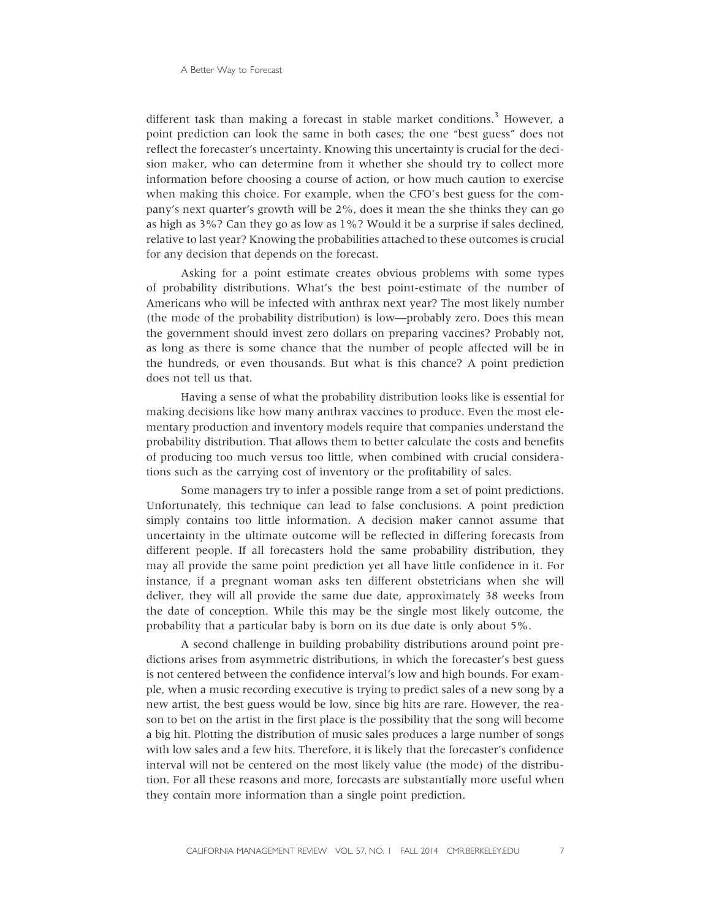different task than making a forecast in stable market conditions.[3] However, a point prediction can look the same in both cases; the one "best guess" does not reflect the forecaster's uncertainty. Knowing this uncertainty is crucial for the decision maker, who can determine from it whether she should try to collect more information before choosing a course of action, or how much caution to exercise when making this choice. For example, when the CFO's best guess for the company's next quarter's growth will be 2%, does it mean the she thinks they can go as high as 3%? Can they go as low as 1%? Would it be a surprise if sales declined, relative to last year? Knowing the probabilities attached to these outcomes is crucial for any decision that depends on the forecast.

Asking for a point estimate creates obvious problems with some types of probability distributions. What's the best point-estimate of the number of Americans who will be infected with anthrax next year? The most likely number (the mode of the probability distribution) is low—probably zero. Does this mean the government should invest zero dollars on preparing vaccines? Probably not, as long as there is some chance that the number of people affected will be in the hundreds, or even thousands. But what is this chance? A point prediction does not tell us that.

Having a sense of what the probability distribution looks like is essential for making decisions like how many anthrax vaccines to produce. Even the most elementary production and inventory models require that companies understand the probability distribution. That allows them to better calculate the costs and benefits of producing too much versus too little, when combined with crucial considerations such as the carrying cost of inventory or the profitability of sales.

Some managers try to infer a possible range from a set of point predictions. Unfortunately, this technique can lead to false conclusions. A point prediction simply contains too little information. A decision maker cannot assume that uncertainty in the ultimate outcome will be reflected in differing forecasts from different people. If all forecasters hold the same probability distribution, they may all provide the same point prediction yet all have little confidence in it. For instance, if a pregnant woman asks ten different obstetricians when she will deliver, they will all provide the same due date, approximately 38 weeks from the date of conception. While this may be the single most likely outcome, the probability that a particular baby is born on its due date is only about 5%.

A second challenge in building probability distributions around point predictions arises from asymmetric distributions, in which the forecaster's best guess is not centered between the confidence interval's low and high bounds. For example, when a music recording executive is trying to predict sales of a new song by a new artist, the best guess would be low, since big hits are rare. However, the reason to bet on the artist in the first place is the possibility that the song will become a big hit. Plotting the distribution of music sales produces a large number of songs with low sales and a few hits. Therefore, it is likely that the forecaster's confidence interval will not be centered on the most likely value (the mode) of the distribution. For all these reasons and more, forecasts are substantially more useful when they contain more information than a single point prediction.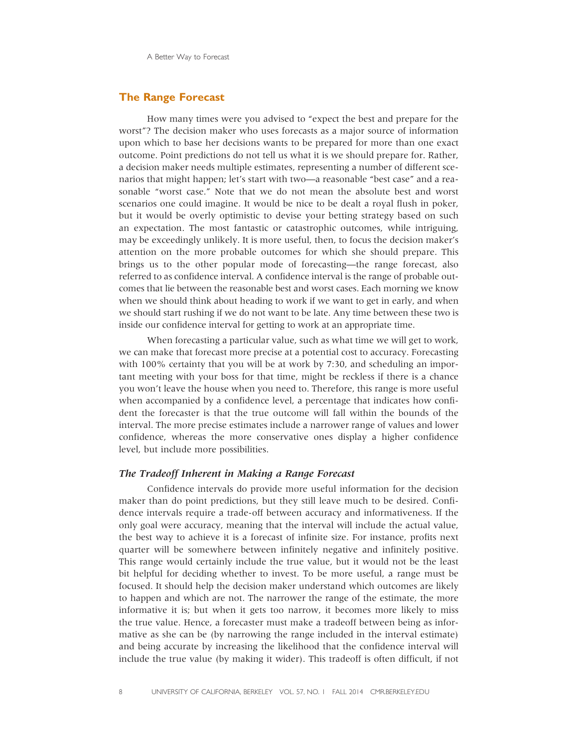## The Range Forecast

How many times were you advised to "expect the best and prepare for the worst"? The decision maker who uses forecasts as a major source of information upon which to base her decisions wants to be prepared for more than one exact outcome. Point predictions do not tell us what it is we should prepare for. Rather, a decision maker needs multiple estimates, representing a number of different scenarios that might happen; let's start with two—a reasonable "best case" and a reasonable "worst case." Note that we do not mean the absolute best and worst scenarios one could imagine. It would be nice to be dealt a royal flush in poker, but it would be overly optimistic to devise your betting strategy based on such an expectation. The most fantastic or catastrophic outcomes, while intriguing, may be exceedingly unlikely. It is more useful, then, to focus the decision maker's attention on the more probable outcomes for which she should prepare. This brings us to the other popular mode of forecasting—the range forecast, also referred to as confidence interval. A confidence interval is the range of probable outcomes that lie between the reasonable best and worst cases. Each morning we know when we should think about heading to work if we want to get in early, and when we should start rushing if we do not want to be late. Any time between these two is inside our confidence interval for getting to work at an appropriate time.

When forecasting a particular value, such as what time we will get to work, we can make that forecast more precise at a potential cost to accuracy. Forecasting with 100% certainty that you will be at work by 7:30, and scheduling an important meeting with your boss for that time, might be reckless if there is a chance you won't leave the house when you need to. Therefore, this range is more useful when accompanied by a confidence level, a percentage that indicates how confident the forecaster is that the true outcome will fall within the bounds of the interval. The more precise estimates include a narrower range of values and lower confidence, whereas the more conservative ones display a higher confidence level, but include more possibilities.

### *The Tradeoff Inherent in Making a Range Forecast*

Confidence intervals do provide more useful information for the decision maker than do point predictions, but they still leave much to be desired. Confidence intervals require a trade-off between accuracy and informativeness. If the only goal were accuracy, meaning that the interval will include the actual value, the best way to achieve it is a forecast of infinite size. For instance, profits next quarter will be somewhere between infinitely negative and infinitely positive. This range would certainly include the true value, but it would not be the least bit helpful for deciding whether to invest. To be more useful, a range must be focused. It should help the decision maker understand which outcomes are likely to happen and which are not. The narrower the range of the estimate, the more informative it is; but when it gets too narrow, it becomes more likely to miss the true value. Hence, a forecaster must make a tradeoff between being as informative as she can be (by narrowing the range included in the interval estimate) and being accurate by increasing the likelihood that the confidence interval will include the true value (by making it wider). This tradeoff is often difficult, if not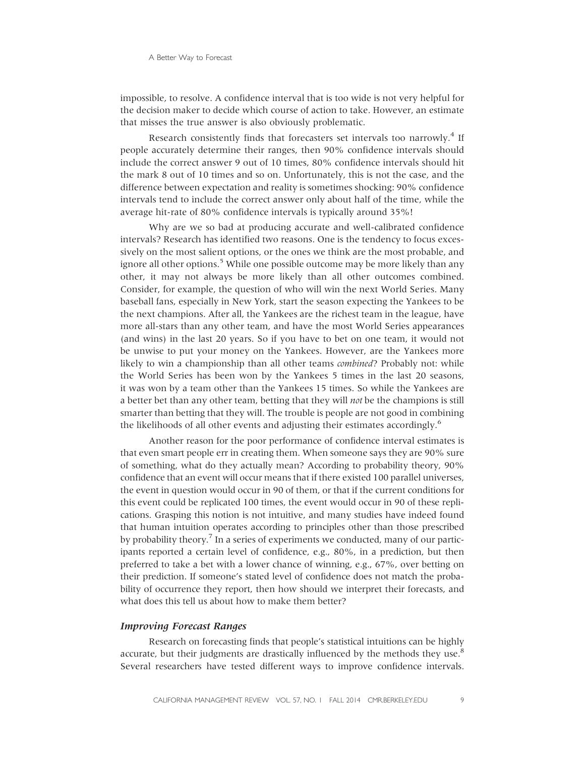impossible, to resolve. A confidence interval that is too wide is not very helpful for the decision maker to decide which course of action to take. However, an estimate that misses the true answer is also obviously problematic.

Research consistently finds that forecasters set intervals too narrowly.[4] If people accurately determine their ranges, then 90% confidence intervals should include the correct answer 9 out of 10 times, 80% confidence intervals should hit the mark 8 out of 10 times and so on. Unfortunately, this is not the case, and the difference between expectation and reality is sometimes shocking: 90% confidence intervals tend to include the correct answer only about half of the time, while the average hit-rate of 80% confidence intervals is typically around 35%!

Why are we so bad at producing accurate and well-calibrated confidence intervals? Research has identified two reasons. One is the tendency to focus excessively on the most salient options, or the ones we think are the most probable, and ignore all other options.[5] While one possible outcome may be more likely than any other, it may not always be more likely than all other outcomes combined. Consider, for example, the question of who will win the next World Series. Many baseball fans, especially in New York, start the season expecting the Yankees to be the next champions. After all, the Yankees are the richest team in the league, have more all-stars than any other team, and have the most World Series appearances (and wins) in the last 20 years. So if you have to bet on one team, it would not be unwise to put your money on the Yankees. However, are the Yankees more likely to win a championship than all other teams *combined*? Probably not: while the World Series has been won by the Yankees 5 times in the last 20 seasons, it was won by a team other than the Yankees 15 times. So while the Yankees are a better bet than any other team, betting that they will *not* be the champions is still smarter than betting that they will. The trouble is people are not good in combining the likelihoods of all other events and adjusting their estimates accordingly.[6]

Another reason for the poor performance of confidence interval estimates is that even smart people err in creating them. When someone says they are 90% sure of something, what do they actually mean? According to probability theory, 90% confidence that an event will occur means that if there existed 100 parallel universes, the event in question would occur in 90 of them, or that if the current conditions for this event could be replicated 100 times, the event would occur in 90 of these replications. Grasping this notion is not intuitive, and many studies have indeed found that human intuition operates according to principles other than those prescribed by probability theory.[7] In a series of experiments we conducted, many of our participants reported a certain level of confidence, e.g., 80%, in a prediction, but then preferred to take a bet with a lower chance of winning, e.g., 67%, over betting on their prediction. If someone's stated level of confidence does not match the probability of occurrence they report, then how should we interpret their forecasts, and what does this tell us about how to make them better?

### *Improving Forecast Ranges*

Research on forecasting finds that people's statistical intuitions can be highly accurate, but their judgments are drastically influenced by the methods they use.[8] Several researchers have tested different ways to improve confidence intervals.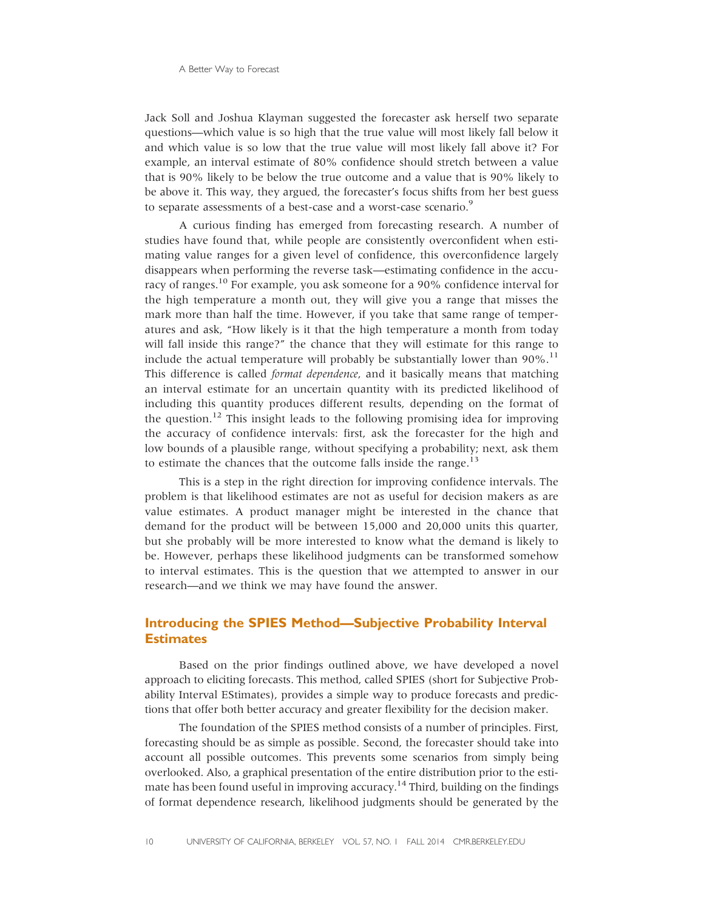Jack Soll and Joshua Klayman suggested the forecaster ask herself two separate questions—which value is so high that the true value will most likely fall below it and which value is so low that the true value will most likely fall above it? For example, an interval estimate of 80% confidence should stretch between a value that is 90% likely to be below the true outcome and a value that is 90% likely to be above it. This way, they argued, the forecaster's focus shifts from her best guess to separate assessments of a best-case and a worst-case scenario.[9]

A curious finding has emerged from forecasting research. A number of studies have found that, while people are consistently overconfident when estimating value ranges for a given level of confidence, this overconfidence largely disappears when performing the reverse task—estimating confidence in the accuracy of ranges.[10] For example, you ask someone for a 90% confidence interval for the high temperature a month out, they will give you a range that misses the mark more than half the time. However, if you take that same range of temperatures and ask, "How likely is it that the high temperature a month from today will fall inside this range?" the chance that they will estimate for this range to include the actual temperature will probably be substantially lower than 90%.[11] This difference is called *format dependence*, and it basically means that matching an interval estimate for an uncertain quantity with its predicted likelihood of including this quantity produces different results, depending on the format of the question.[12] This insight leads to the following promising idea for improving the accuracy of confidence intervals: first, ask the forecaster for the high and low bounds of a plausible range, without specifying a probability; next, ask them to estimate the chances that the outcome falls inside the range.[13]

This is a step in the right direction for improving confidence intervals. The problem is that likelihood estimates are not as useful for decision makers as are value estimates. A product manager might be interested in the chance that demand for the product will be between 15,000 and 20,000 units this quarter, but she probably will be more interested to know what the demand is likely to be. However, perhaps these likelihood judgments can be transformed somehow to interval estimates. This is the question that we attempted to answer in our research—and we think we may have found the answer.

## Introducing the SPIES Method—Subjective Probability Interval Estimates

Based on the prior findings outlined above, we have developed a novel approach to eliciting forecasts. This method, called SPIES (short for Subjective Probability Interval EStimates), provides a simple way to produce forecasts and predictions that offer both better accuracy and greater flexibility for the decision maker.

The foundation of the SPIES method consists of a number of principles. First, forecasting should be as simple as possible. Second, the forecaster should take into account all possible outcomes. This prevents some scenarios from simply being overlooked. Also, a graphical presentation of the entire distribution prior to the estimate has been found useful in improving accuracy.[14] Third, building on the findings of format dependence research, likelihood judgments should be generated by the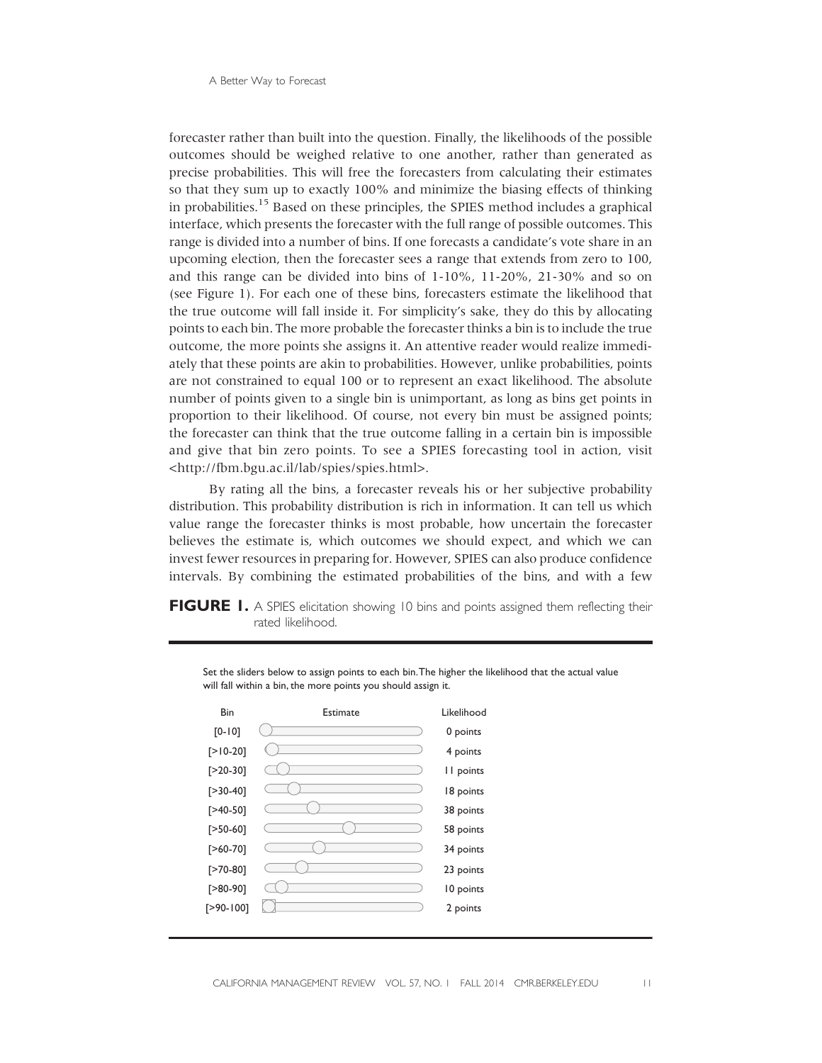forecaster rather than built into the question. Finally, the likelihoods of the possible outcomes should be weighed relative to one another, rather than generated as precise probabilities. This will free the forecasters from calculating their estimates so that they sum up to exactly 100% and minimize the biasing effects of thinking in probabilities.[15] Based on these principles, the SPIES method includes a graphical interface, which presents the forecaster with the full range of possible outcomes. This range is divided into a number of bins. If one forecasts a candidate's vote share in an upcoming election, then the forecaster sees a range that extends from zero to 100, and this range can be divided into bins of 1-10%, 11-20%, 21-30% and so on (see Figure 1). For each one of these bins, forecasters estimate the likelihood that the true outcome will fall inside it. For simplicity's sake, they do this by allocating points to each bin. The more probable the forecaster thinks a bin is to include the true outcome, the more points she assigns it. An attentive reader would realize immediately that these points are akin to probabilities. However, unlike probabilities, points are not constrained to equal 100 or to represent an exact likelihood. The absolute number of points given to a single bin is unimportant, as long as bins get points in proportion to their likelihood. Of course, not every bin must be assigned points; the forecaster can think that the true outcome falling in a certain bin is impossible and give that bin zero points. To see a SPIES forecasting tool in action, visit <http://fbm.bgu.ac.il/lab/spies/spies.html>.

By rating all the bins, a forecaster reveals his or her subjective probability distribution. This probability distribution is rich in information. It can tell us which value range the forecaster thinks is most probable, how uncertain the forecaster believes the estimate is, which outcomes we should expect, and which we can invest fewer resources in preparing for. However, SPIES can also produce confidence intervals. By combining the estimated probabilities of the bins, and with a few

**FIGURE 1.** A SPIES elicitation showing 10 bins and points assigned them reflecting their rated likelihood.

Set the sliders below to assign points to each bin. The higher the likelihood that the actual value will fall within a bin, the more points you should assign it.

| Bin | Estimate | Likelihood |
|---|---|---|
| [0-10] | | 0 points |
| [>10-20] | | 4 points |
| [>20-30] | | 11 points |
| [>30-40] | | 18 points |
| [>40-50] | | 38 points |
| [>50-60] | | 58 points |
| [>60-70] | | 34 points |
| [>70-80] | | 23 points |
| [>80-90] | | 10 points |
| [>90-100] | | 2 points |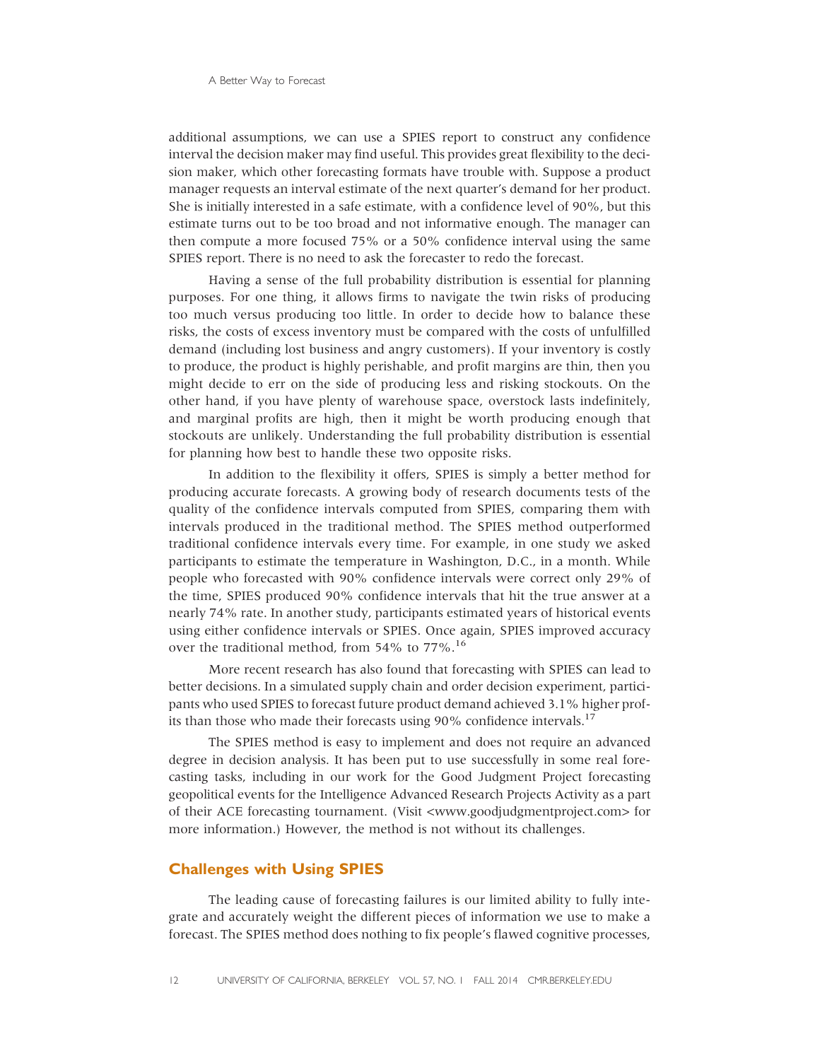additional assumptions, we can use a SPIES report to construct any confidence interval the decision maker may find useful. This provides great flexibility to the decision maker, which other forecasting formats have trouble with. Suppose a product manager requests an interval estimate of the next quarter's demand for her product. She is initially interested in a safe estimate, with a confidence level of 90%, but this estimate turns out to be too broad and not informative enough. The manager can then compute a more focused 75% or a 50% confidence interval using the same SPIES report. There is no need to ask the forecaster to redo the forecast.

Having a sense of the full probability distribution is essential for planning purposes. For one thing, it allows firms to navigate the twin risks of producing too much versus producing too little. In order to decide how to balance these risks, the costs of excess inventory must be compared with the costs of unfulfilled demand (including lost business and angry customers). If your inventory is costly to produce, the product is highly perishable, and profit margins are thin, then you might decide to err on the side of producing less and risking stockouts. On the other hand, if you have plenty of warehouse space, overstock lasts indefinitely, and marginal profits are high, then it might be worth producing enough that stockouts are unlikely. Understanding the full probability distribution is essential for planning how best to handle these two opposite risks.

In addition to the flexibility it offers, SPIES is simply a better method for producing accurate forecasts. A growing body of research documents tests of the quality of the confidence intervals computed from SPIES, comparing them with intervals produced in the traditional method. The SPIES method outperformed traditional confidence intervals every time. For example, in one study we asked participants to estimate the temperature in Washington, D.C., in a month. While people who forecasted with 90% confidence intervals were correct only 29% of the time, SPIES produced 90% confidence intervals that hit the true answer at a nearly 74% rate. In another study, participants estimated years of historical events using either confidence intervals or SPIES. Once again, SPIES improved accuracy over the traditional method, from 54% to 77%.[16]

More recent research has also found that forecasting with SPIES can lead to better decisions. In a simulated supply chain and order decision experiment, participants who used SPIES to forecast future product demand achieved 3.1% higher profits than those who made their forecasts using 90% confidence intervals.[17]

The SPIES method is easy to implement and does not require an advanced degree in decision analysis. It has been put to use successfully in some real forecasting tasks, including in our work for the Good Judgment Project forecasting geopolitical events for the Intelligence Advanced Research Projects Activity as a part of their ACE forecasting tournament. (Visit <www.goodjudgmentproject.com> for more information.) However, the method is not without its challenges.

## Challenges with Using SPIES

The leading cause of forecasting failures is our limited ability to fully integrate and accurately weight the different pieces of information we use to make a forecast. The SPIES method does nothing to fix people's flawed cognitive processes,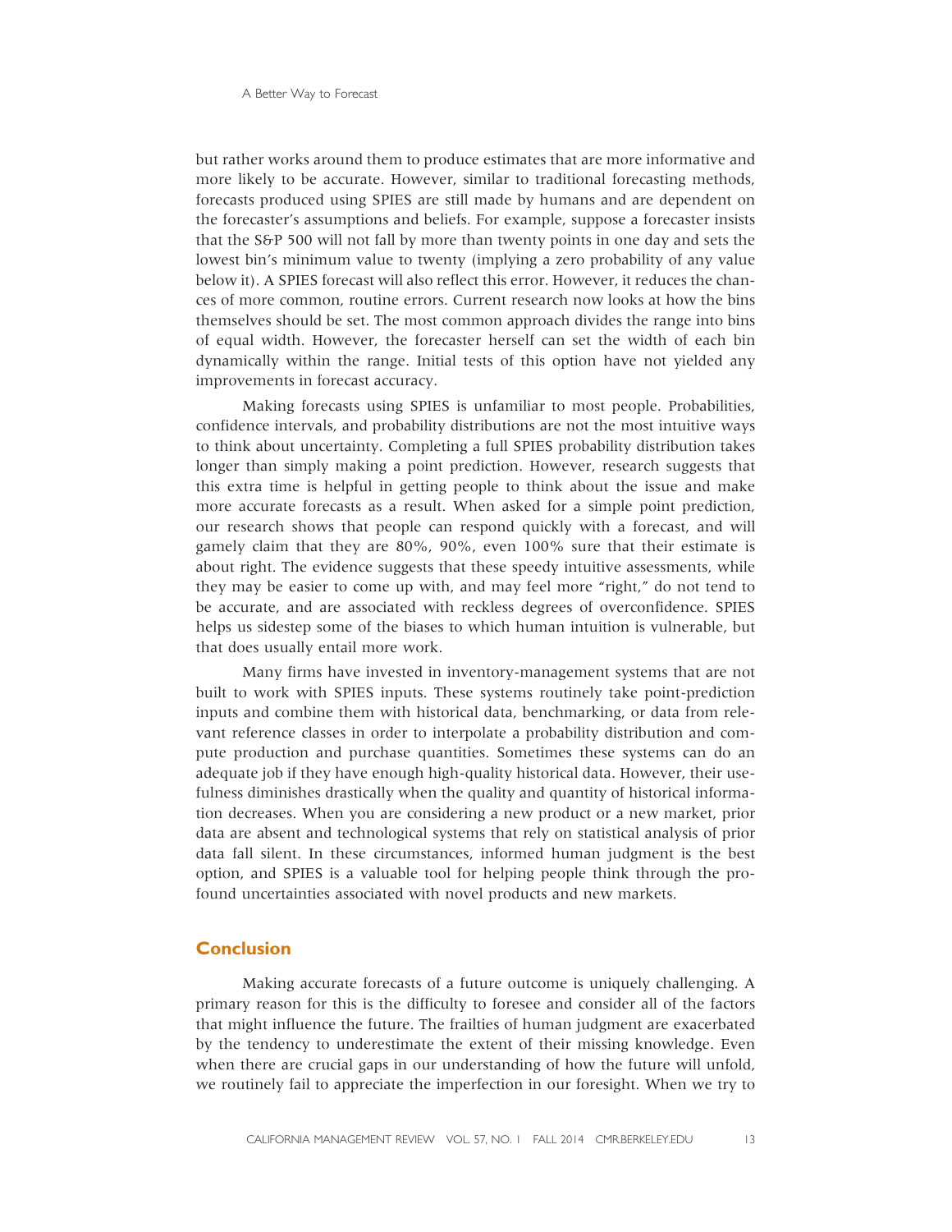but rather works around them to produce estimates that are more informative and more likely to be accurate. However, similar to traditional forecasting methods, forecasts produced using SPIES are still made by humans and are dependent on the forecaster's assumptions and beliefs. For example, suppose a forecaster insists that the S&P 500 will not fall by more than twenty points in one day and sets the lowest bin's minimum value to twenty (implying a zero probability of any value below it). A SPIES forecast will also reflect this error. However, it reduces the chances of more common, routine errors. Current research now looks at how the bins themselves should be set. The most common approach divides the range into bins of equal width. However, the forecaster herself can set the width of each bin dynamically within the range. Initial tests of this option have not yielded any improvements in forecast accuracy.

Making forecasts using SPIES is unfamiliar to most people. Probabilities, confidence intervals, and probability distributions are not the most intuitive ways to think about uncertainty. Completing a full SPIES probability distribution takes longer than simply making a point prediction. However, research suggests that this extra time is helpful in getting people to think about the issue and make more accurate forecasts as a result. When asked for a simple point prediction, our research shows that people can respond quickly with a forecast, and will gamely claim that they are 80%, 90%, even 100% sure that their estimate is about right. The evidence suggests that these speedy intuitive assessments, while they may be easier to come up with, and may feel more "right," do not tend to be accurate, and are associated with reckless degrees of overconfidence. SPIES helps us sidestep some of the biases to which human intuition is vulnerable, but that does usually entail more work.

Many firms have invested in inventory-management systems that are not built to work with SPIES inputs. These systems routinely take point-prediction inputs and combine them with historical data, benchmarking, or data from relevant reference classes in order to interpolate a probability distribution and compute production and purchase quantities. Sometimes these systems can do an adequate job if they have enough high-quality historical data. However, their usefulness diminishes drastically when the quality and quantity of historical information decreases. When you are considering a new product or a new market, prior data are absent and technological systems that rely on statistical analysis of prior data fall silent. In these circumstances, informed human judgment is the best option, and SPIES is a valuable tool for helping people think through the profound uncertainties associated with novel products and new markets.

## Conclusion

Making accurate forecasts of a future outcome is uniquely challenging. A primary reason for this is the difficulty to foresee and consider all of the factors that might influence the future. The frailties of human judgment are exacerbated by the tendency to underestimate the extent of their missing knowledge. Even when there are crucial gaps in our understanding of how the future will unfold, we routinely fail to appreciate the imperfection in our foresight. When we try to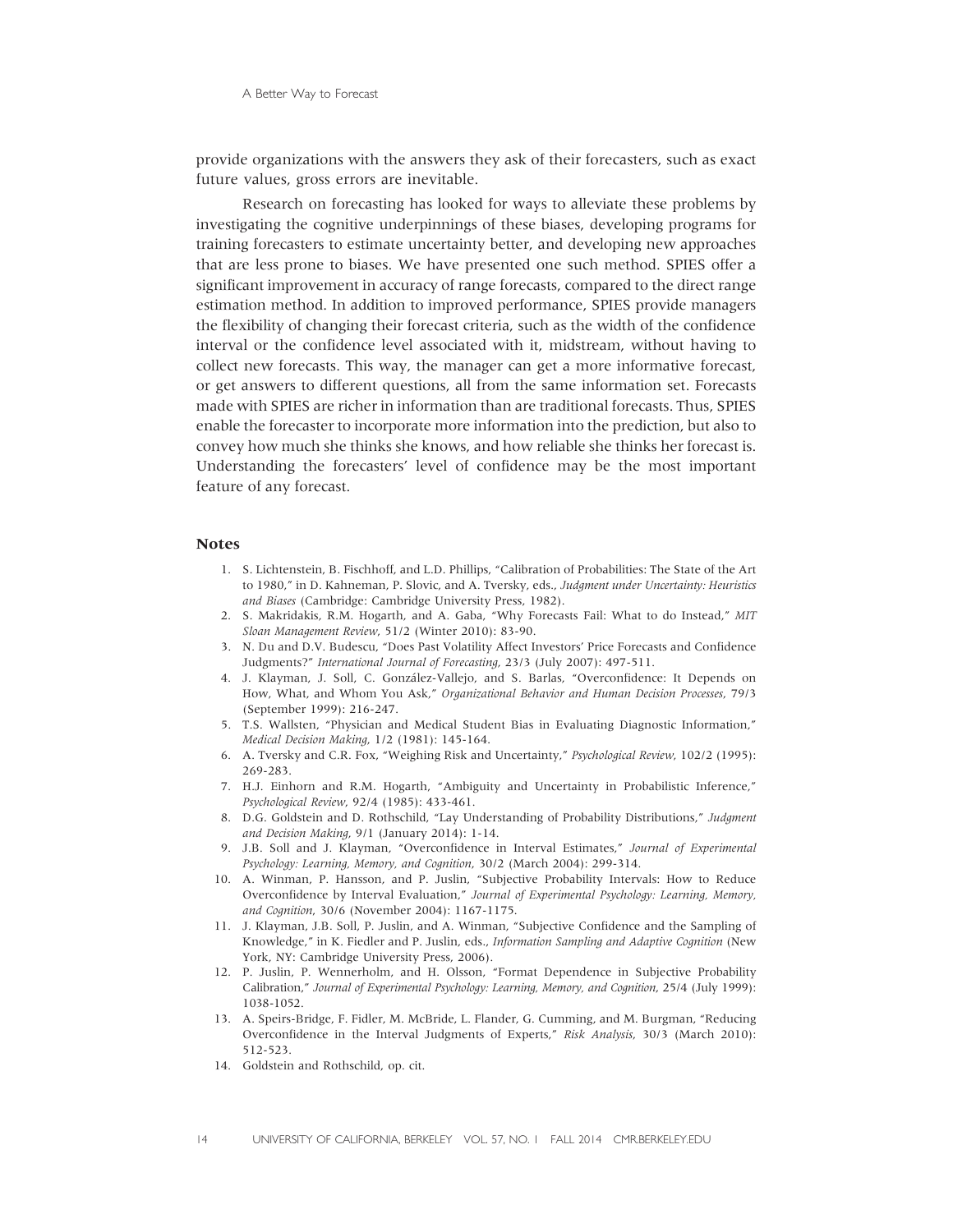provide organizations with the answers they ask of their forecasters, such as exact future values, gross errors are inevitable.

Research on forecasting has looked for ways to alleviate these problems by investigating the cognitive underpinnings of these biases, developing programs for training forecasters to estimate uncertainty better, and developing new approaches that are less prone to biases. We have presented one such method. SPIES offer a significant improvement in accuracy of range forecasts, compared to the direct range estimation method. In addition to improved performance, SPIES provide managers the flexibility of changing their forecast criteria, such as the width of the confidence interval or the confidence level associated with it, midstream, without having to collect new forecasts. This way, the manager can get a more informative forecast, or get answers to different questions, all from the same information set. Forecasts made with SPIES are richer in information than are traditional forecasts. Thus, SPIES enable the forecaster to incorporate more information into the prediction, but also to convey how much she thinks she knows, and how reliable she thinks her forecast is. Understanding the forecasters' level of confidence may be the most important feature of any forecast.

## Notes

1. S. Lichtenstein, B. Fischhoff, and L.D. Phillips, "Calibration of Probabilities: The State of the Art to 1980," in D. Kahneman, P. Slovic, and A. Tversky, eds., *Judgment under Uncertainty: Heuristics and Biases* (Cambridge: Cambridge University Press, 1982).
2. S. Makridakis, R.M. Hogarth, and A. Gaba, "Why Forecasts Fail: What to do Instead," *MIT Sloan Management Review*, 51/2 (Winter 2010): 83-90.
3. N. Du and D.V. Budescu, "Does Past Volatility Affect Investors' Price Forecasts and Confidence Judgments?" *International Journal of Forecasting*, 23/3 (July 2007): 497-511.
4. J. Klayman, J. Soll, C. González-Vallejo, and S. Barlas, "Overconfidence: It Depends on How, What, and Whom You Ask," *Organizational Behavior and Human Decision Processes*, 79/3 (September 1999): 216-247.
5. T.S. Wallsten, "Physician and Medical Student Bias in Evaluating Diagnostic Information," *Medical Decision Making*, 1/2 (1981): 145-164.
6. A. Tversky and C.R. Fox, "Weighing Risk and Uncertainty," *Psychological Review*, 102/2 (1995): 269-283.
7. H.J. Einhorn and R.M. Hogarth, "Ambiguity and Uncertainty in Probabilistic Inference," *Psychological Review*, 92/4 (1985): 433-461.
8. D.G. Goldstein and D. Rothschild, "Lay Understanding of Probability Distributions," *Judgment and Decision Making*, 9/1 (January 2014): 1-14.
9. J.B. Soll and J. Klayman, "Overconfidence in Interval Estimates," *Journal of Experimental Psychology: Learning, Memory, and Cognition*, 30/2 (March 2004): 299-314.
10. A. Winman, P. Hansson, and P. Juslin, "Subjective Probability Intervals: How to Reduce Overconfidence by Interval Evaluation," *Journal of Experimental Psychology: Learning, Memory, and Cognition*, 30/6 (November 2004): 1167-1175.
11. J. Klayman, J.B. Soll, P. Juslin, and A. Winman, "Subjective Confidence and the Sampling of Knowledge," in K. Fiedler and P. Juslin, eds., *Information Sampling and Adaptive Cognition* (New York, NY: Cambridge University Press, 2006).
12. P. Juslin, P. Wennerholm, and H. Olsson, "Format Dependence in Subjective Probability Calibration," *Journal of Experimental Psychology: Learning, Memory, and Cognition*, 25/4 (July 1999): 1038-1052.
13. A. Speirs-Bridge, F. Fidler, M. McBride, L. Flander, G. Cumming, and M. Burgman, "Reducing Overconfidence in the Interval Judgments of Experts," *Risk Analysis*, 30/3 (March 2010): 512-523.
14. Goldstein and Rothschild, op. cit.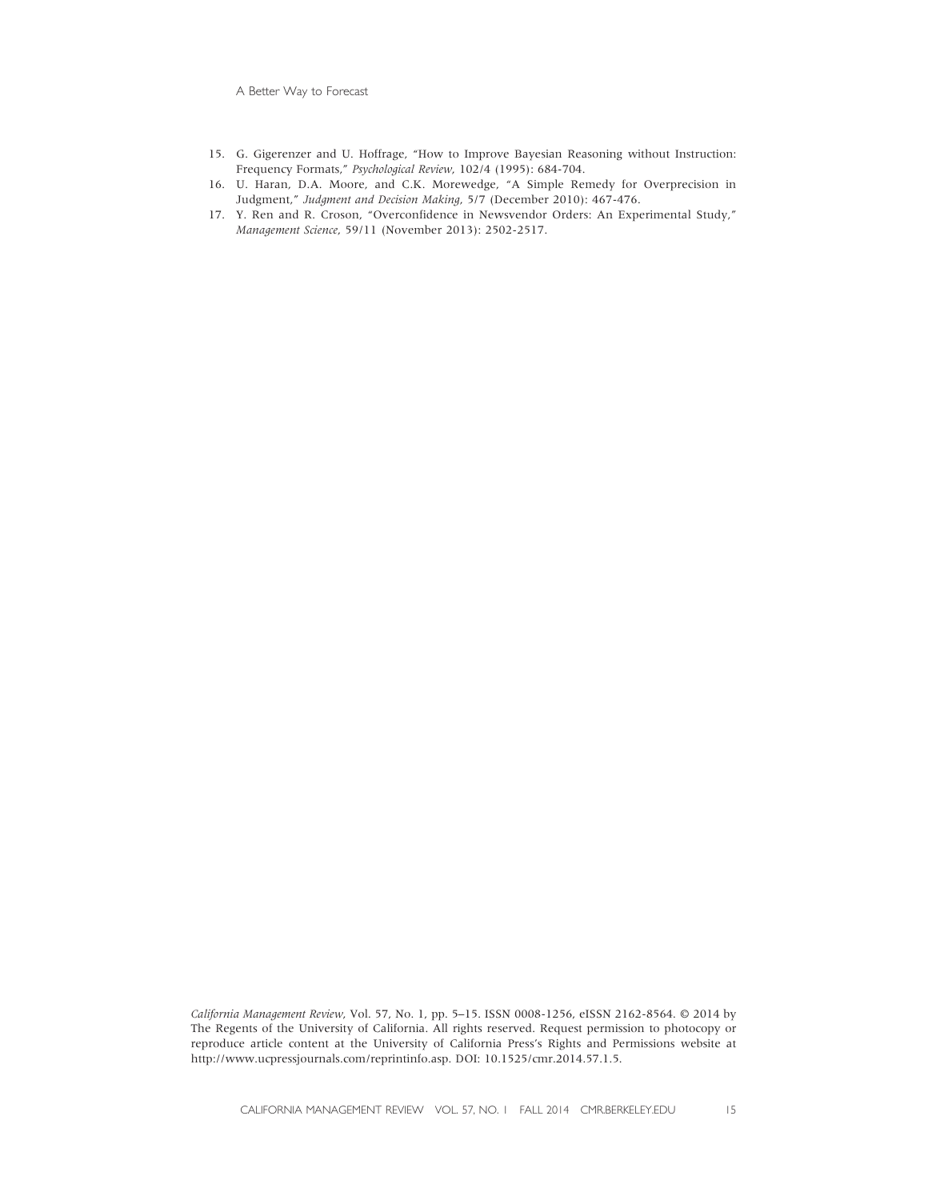15. G. Gigerenzer and U. Hoffrage, "How to Improve Bayesian Reasoning without Instruction: Frequency Formats," *Psychological Review*, 102/4 (1995): 684-704.
16. U. Haran, D.A. Moore, and C.K. Morewedge, "A Simple Remedy for Overprecision in Judgment," *Judgment and Decision Making*, 5/7 (December 2010): 467-476.
17. Y. Ren and R. Croson, "Overconfidence in Newsvendor Orders: An Experimental Study," *Management Science*, 59/11 (November 2013): 2502-2517.

*California Management Review*, Vol. 57, No. 1, pp. 5–15. ISSN 0008-1256, eISSN 2162-8564. © 2014 by The Regents of the University of California. All rights reserved. Request permission to photocopy or reproduce article content at the University of California Press's Rights and Permissions website at http://www.ucpressjournals.com/reprintinfo.asp. DOI: 10.1525/cmr.2014.57.1.5.